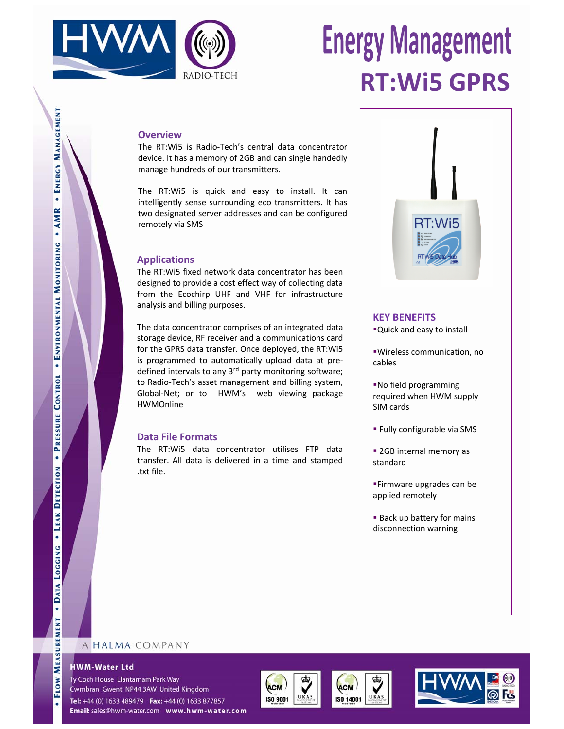# Energy Management

## RT:Wi5 GPRS

### Overview

The RT:Wi5 is Radio-Tech's central data concentrator device. It has a memory of 2GB and can single handedly manage hundreds of our transmitters.

The RT:Wi5 is quick and easy to install. It can intelligently sense surrounding eco transmitters. It has two designated server addresses and can be configured remotely via SMS

### Applications

The RT:Wi5 fixed network data concentrator has been designed to provide a cost effect way of collecting data from the Ecochirp UHF and VHF for infrastructure analysis and billing purposes.

The data concentrator comprises of an integrated data storage device, RF receiver and a communications card for the GPRS data transfer. Once deployed, the RT:Wi5 is programmed to automatically upload data at pre-defined intervals to any 3rd party monitoring software; to Radio-Tech's asset management and billing system, Global-Net; or to HWM's web viewing package HWMOnline

### Data File Formats

The RT:Wi5 data concentrator utilises FTP data transfer. All data is delivered in a time and stamped .txt file.

### KEY BENEFITS

- Quick and easy to install
- Wireless communication, no cables
- No field programming required when HWM supply SIM cards
- Fully configurable via SMS
- 2GB internal memory as standard
- Firmware upgrades can be applied remotely
- Back up battery for mains disconnection warning

A HALMA COMPANY

**HWM-Water Ltd**

Ty Coch House Llantarnam Park Way
Cwmbran Gwent NP44 3AW United Kingdom
**Tel:** +44 (0) 1633 489479 **Fax:** +44 (0) 1633 877857
**Email:** sales@hwm-water.com **www.hwm-water.com**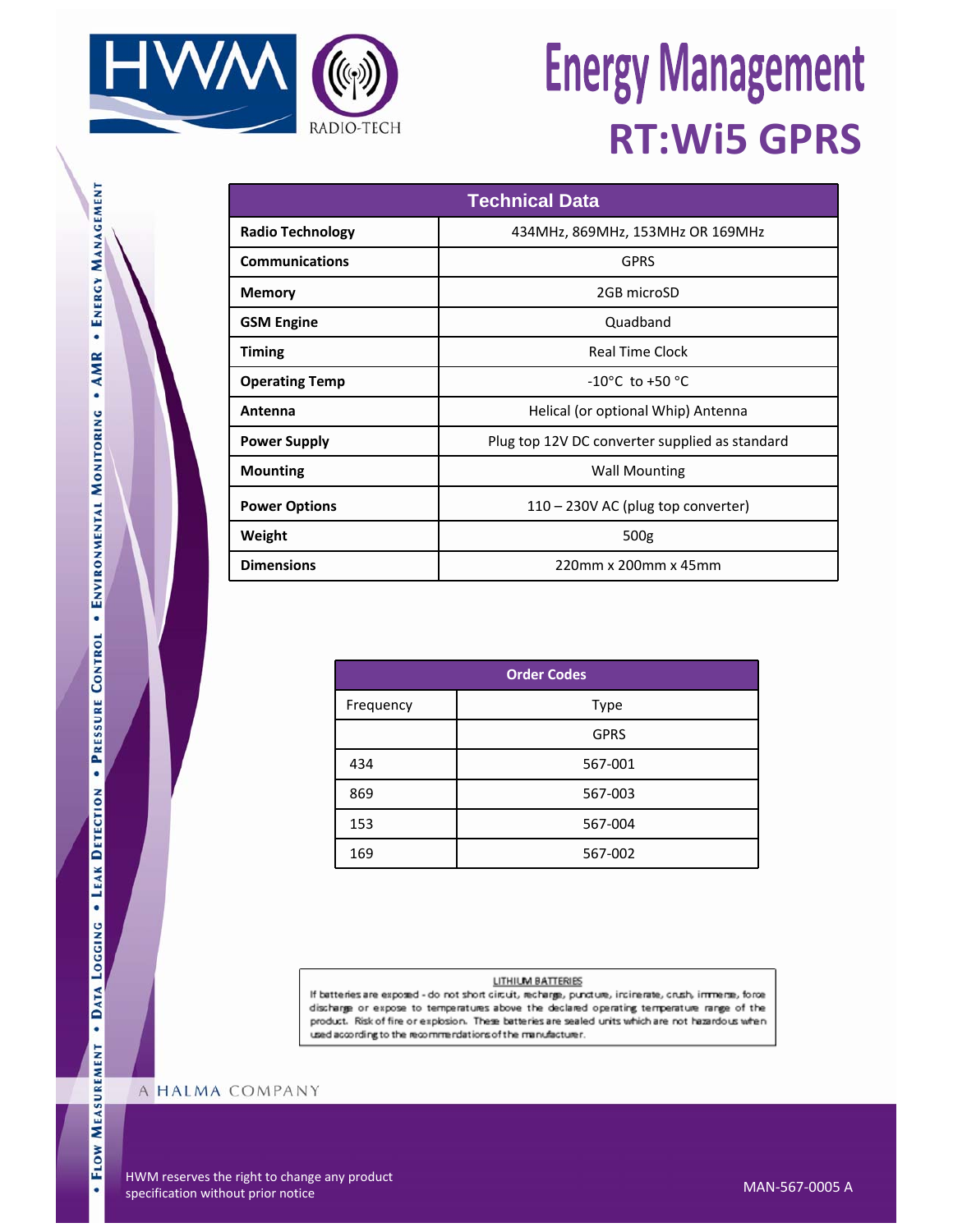# Energy Management

## RT:Wi5 GPRS

| Technical Data | |
|---|---|
| **Radio Technology** | 434MHz, 869MHz, 153MHz OR 169MHz |
| **Communications** | GPRS |
| **Memory** | 2GB microSD |
| **GSM Engine** | Quadband |
| **Timing** | Real Time Clock |
| **Operating Temp** | -10°C to +50 °C |
| **Antenna** | Helical (or optional Whip) Antenna |
| **Power Supply** | Plug top 12V DC converter supplied as standard |
| **Mounting** | Wall Mounting |
| **Power Options** | 110 – 230V AC (plug top converter) |
| **Weight** | 500g |
| **Dimensions** | 220mm x 200mm x 45mm |

| Order Codes | |
|---|---|
| Frequency | Type |
| | GPRS |
| 434 | 567-001 |
| 869 | 567-003 |
| 153 | 567-004 |
| 169 | 567-002 |

**LITHIUM BATTERIES**

If batteries are exposed - do not short circuit, recharge, puncture, incinerate, crush, immerse, force discharge or expose to temperatures above the declared operating temperature range of the product. Risk of fire or explosion. These batteries are sealed units which are not hazardous when used according to the recommendations of the manufacturer.

A HALMA COMPANY

HWM reserves the right to change any product specification without prior notice

MAN-567-0005 A